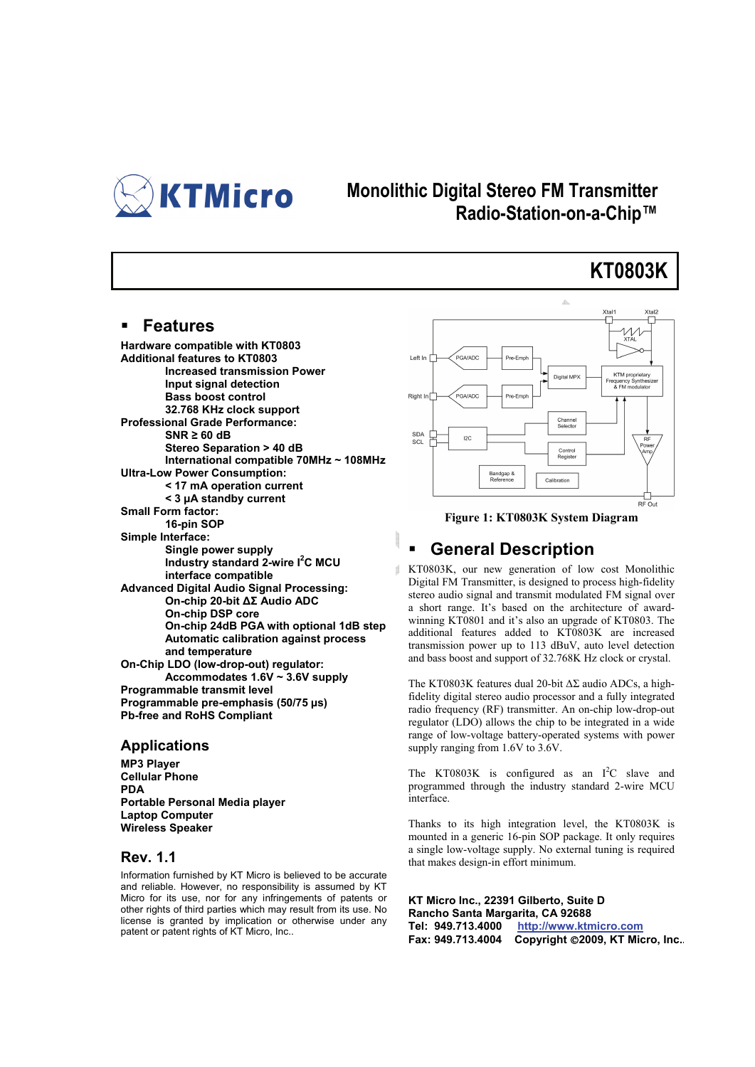# Monolithic Digital Stereo FM Transmitter
# Radio-Station-on-a-Chip™

# KT0803K

## Features

**Hardware compatible with KT0803**
**Additional features to KT0803**
- **Increased transmission Power**
- **Input signal detection**
- **Bass boost control**
- **32.768 KHz clock support**

**Professional Grade Performance:**
- **SNR ≥ 60 dB**
- **Stereo Separation > 40 dB**
- **International compatible 70MHz ~ 108MHz**

**Ultra-Low Power Consumption:**
- **< 17 mA operation current**
- **< 3 μA standby current**

**Small Form factor:**
- **16-pin SOP**

**Simple Interface:**
- **Single power supply**
- **Industry standard 2-wire $I^2C$ MCU interface compatible**

**Advanced Digital Audio Signal Processing:**
- **On-chip 20-bit ΔΣ Audio ADC**
- **On-chip DSP core**
- **On-chip 24dB PGA with optional 1dB step**
- **Automatic calibration against process and temperature**

**On-Chip LDO (low-drop-out) regulator:**
- **Accommodates 1.6V ~ 3.6V supply**

**Programmable transmit level**
**Programmable pre-emphasis (50/75 μs)**
**Pb-free and RoHS Compliant**

## Applications

**MP3 Player**
**Cellular Phone**
**PDA**
**Portable Personal Media player**
**Laptop Computer**
**Wireless Speaker**

## Rev. 1.1

Information furnished by KT Micro is believed to be accurate and reliable. However, no responsibility is assumed by KT Micro for its use, nor for any infringements of patents or other rights of third parties which may result from its use. No license is granted by implication or otherwise under any patent or patent rights of KT Micro, Inc..

**Figure 1: KT0803K System Diagram**

## General Description

KT0803K, our new generation of low cost Monolithic Digital FM Transmitter, is designed to process high-fidelity stereo audio signal and transmit modulated FM signal over a short range. It's based on the architecture of award-winning KT0801 and it's also an upgrade of KT0803. The additional features added to KT0803K are increased transmission power up to 113 dBuV, auto level detection and bass boost and support of 32.768K Hz clock or crystal.

The KT0803K features dual 20-bit ΔΣ audio ADCs, a high-fidelity digital stereo audio processor and a fully integrated radio frequency (RF) transmitter. An on-chip low-drop-out regulator (LDO) allows the chip to be integrated in a wide range of low-voltage battery-operated systems with power supply ranging from 1.6V to 3.6V.

The KT0803K is configured as an $I^2C$ slave and programmed through the industry standard 2-wire MCU interface.

Thanks to its high integration level, the KT0803K is mounted in a generic 16-pin SOP package. It only requires a single low-voltage supply. No external tuning is required that makes design-in effort minimum.

**KT Micro Inc., 22391 Gilberto, Suite D**
**Rancho Santa Margarita, CA 92688**
**Tel: 949.713.4000** **http://www.ktmicro.com**
**Fax: 949.713.4004** **Copyright ©2009, KT Micro, Inc..**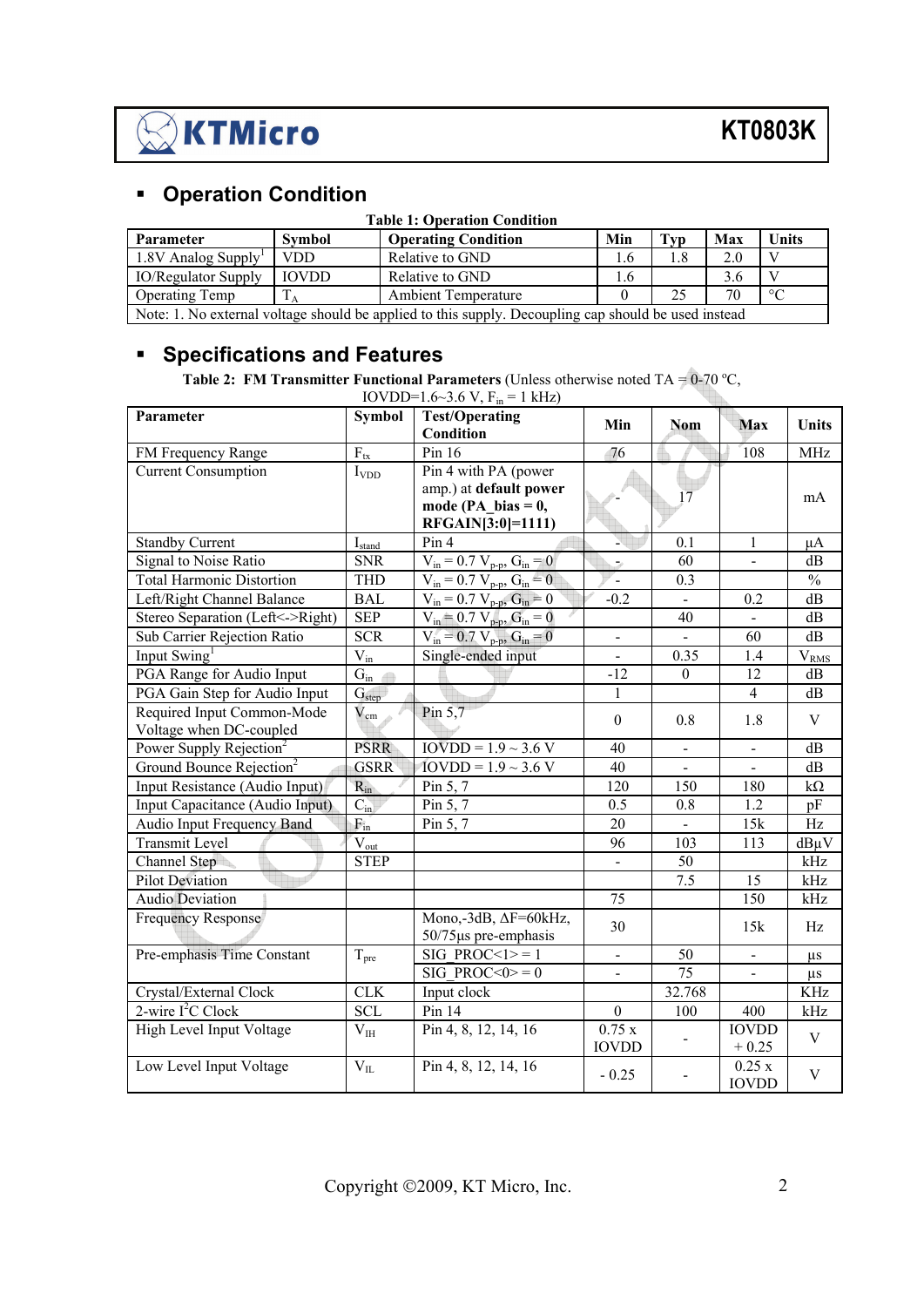## Operation Condition

**Table 1: Operation Condition**

| Parameter | Symbol | Operating Condition | Min | Typ | Max | Units |
|---|---|---|---|---|---|---|
| 1.8V Analog Supply[1] | VDD | Relative to GND | 1.6 | 1.8 | 2.0 | V |
| IO/Regulator Supply | IOVDD | Relative to GND | 1.6 | | 3.6 | V |
| Operating Temp | $T_A$ | Ambient Temperature | 0 | 25 | 70 | °C |

Note: 1. No external voltage should be applied to this supply. Decoupling cap should be used instead

## Specifications and Features

**Table 2: FM Transmitter Functional Parameters** (Unless otherwise noted TA = 0-70 °C, IOVDD=1.6~3.6 V, $F_{in}$ = 1 kHz)

| Parameter | Symbol | Test/Operating Condition | Min | Nom | Max | Units |
|---|---|---|---|---|---|---|
| FM Frequency Range | $F_{tx}$ | Pin 16 | 76 | | 108 | MHz |
| Current Consumption | $I_{VDD}$ | Pin 4 with PA (power amp.) at **default power mode (PA_bias = 0, RFGAIN[3:0]=1111)** | - | 17 | | mA |
| Standby Current | $I_{stand}$ | Pin 4 | - | 0.1 | 1 | µA |
| Signal to Noise Ratio | SNR | $V_{in}$ = 0.7 $V_{p-p}$, $G_{in}$ = 0 | - | 60 | - | dB |
| Total Harmonic Distortion | THD | $V_{in}$ = 0.7 $V_{p-p}$, $G_{in}$ = 0 | - | 0.3 | | % |
| Left/Right Channel Balance | BAL | $V_{in}$ = 0.7 $V_{p-p}$, $G_{in}$ = 0 | -0.2 | - | 0.2 | dB |
| Stereo Separation (Left<->Right) | SEP | $V_{in}$ = 0.7 $V_{p-p}$, $G_{in}$ = 0 | | 40 | - | dB |
| Sub Carrier Rejection Ratio | SCR | $V_{in}$ = 0.7 $V_{p-p}$, $G_{in}$ = 0 | - | - | 60 | dB |
| Input Swing[1] | $V_{in}$ | Single-ended input | - | 0.35 | 1.4 | $V_{RMS}$ |
| PGA Range for Audio Input | $G_{in}$ | | -12 | 0 | 12 | dB |
| PGA Gain Step for Audio Input | $G_{step}$ | | 1 | | 4 | dB |
| Required Input Common-Mode Voltage when DC-coupled | $V_{cm}$ | Pin 5,7 | 0 | 0.8 | 1.8 | V |
| Power Supply Rejection[2] | PSRR | IOVDD = 1.9 ~ 3.6 V | 40 | - | - | dB |
| Ground Bounce Rejection[2] | GSRR | IOVDD = 1.9 ~ 3.6 V | 40 | - | - | dB |
| Input Resistance (Audio Input) | $R_{in}$ | Pin 5, 7 | 120 | 150 | 180 | kΩ |
| Input Capacitance (Audio Input) | $C_{in}$ | Pin 5, 7 | 0.5 | 0.8 | 1.2 | pF |
| Audio Input Frequency Band | $F_{in}$ | Pin 5, 7 | 20 | - | 15k | Hz |
| Transmit Level | $V_{out}$ | | 96 | 103 | 113 | dBµV |
| Channel Step | STEP | | - | 50 | | kHz |
| Pilot Deviation | | | | 7.5 | 15 | kHz |
| Audio Deviation | | | 75 | | 150 | kHz |
| Frequency Response | | Mono,-3dB, ΔF=60kHz, 50/75µs pre-emphasis | 30 | | 15k | Hz |
| Pre-emphasis Time Constant | $T_{pre}$ | SIG_PROC<1> = 1 | - | 50 | - | µs |
| | | SIG_PROC<0> = 0 | - | 75 | - | µs |
| Crystal/External Clock | CLK | Input clock | | 32.768 | | KHz |
| 2-wire I²C Clock | SCL | Pin 14 | 0 | 100 | 400 | kHz |
| High Level Input Voltage | $V_{IH}$ | Pin 4, 8, 12, 14, 16 | 0.75 x IOVDD | - | IOVDD + 0.25 | V |
| Low Level Input Voltage | $V_{IL}$ | Pin 4, 8, 12, 14, 16 | - 0.25 | - | 0.25 x IOVDD | V |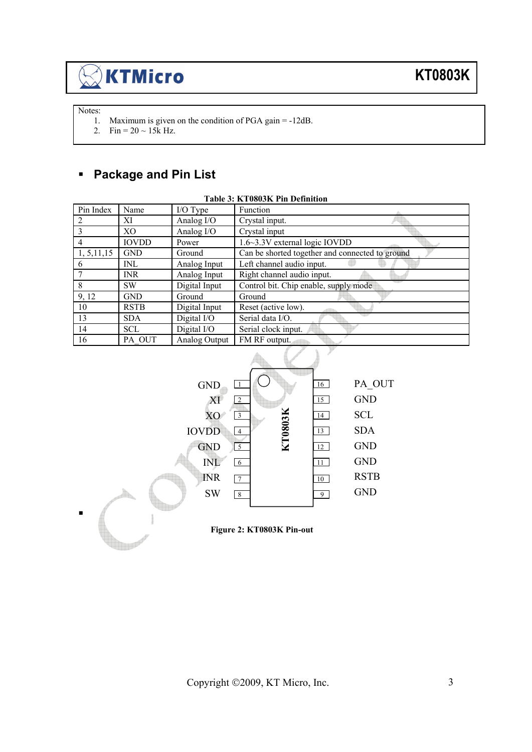Notes:

1. Maximum is given on the condition of PGA gain = -12dB.
2. Fin = 20 ~ 15k Hz.

## Package and Pin List

**Table 3: KT0803K Pin Definition**

| Pin Index | Name | I/O Type | Function |
|---|---|---|---|
| 2 | XI | Analog I/O | Crystal input. |
| 3 | XO | Analog I/O | Crystal input |
| 4 | IOVDD | Power | 1.6~3.3V external logic IOVDD |
| 1, 5,11,15 | GND | Ground | Can be shorted together and connected to ground |
| 6 | INL | Analog Input | Left channel audio input. |
| 7 | INR | Analog Input | Right channel audio input. |
| 8 | SW | Digital Input | Control bit. Chip enable, supply mode |
| 9, 12 | GND | Ground | Ground |
| 10 | RSTB | Digital Input | Reset (active low). |
| 13 | SDA | Digital I/O | Serial data I/O. |
| 14 | SCL | Digital I/O | Serial clock input. |
| 16 | PA_OUT | Analog Output | FM RF output. |

| Left Pin Name | Pin | Pin | Right Pin Name |
|---|---|---|---|
| GND | 1 | 16 | PA_OUT |
| XI | 2 | 15 | GND |
| XO | 3 | 14 | SCL |
| IOVDD | 4 | 13 | SDA |
| GND | 5 | 12 | GND |
| INL | 6 | 11 | GND |
| INR | 7 | 10 | RSTB |
| SW | 8 | 9 | GND |

KT0803K

**Figure 2: KT0803K Pin-out**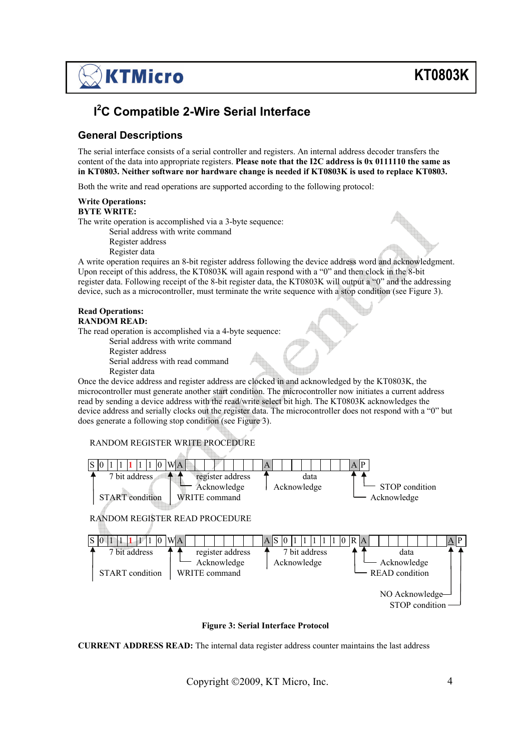## I²C Compatible 2-Wire Serial Interface

### General Descriptions

The serial interface consists of a serial controller and registers. An internal address decoder transfers the content of the data into appropriate registers. **Please note that the I2C address is 0x 0111110 the same as in KT0803. Neither software nor hardware change is needed if KT0803K is used to replace KT0803.**

Both the write and read operations are supported according to the following protocol:

**Write Operations:**
**BYTE WRITE:**
The write operation is accomplished via a 3-byte sequence:

- Serial address with write command
- Register address
- Register data

A write operation requires an 8-bit register address following the device address word and acknowledgment. Upon receipt of this address, the KT0803K will again respond with a "0" and then clock in the 8-bit register data. Following receipt of the 8-bit register data, the KT0803K will output a "0" and the addressing device, such as a microcontroller, must terminate the write sequence with a stop condition (see Figure 3).

**Read Operations:**
**RANDOM READ:**
The read operation is accomplished via a 4-byte sequence:

- Serial address with write command
- Register address
- Serial address with read command
- Register data

Once the device address and register address are clocked in and acknowledged by the KT0803K, the microcontroller must generate another start condition. The microcontroller now initiates a current address read by sending a device address with the read/write select bit high. The KT0803K acknowledges the device address and serially clocks out the register data. The microcontroller does not respond with a "0" but does generate a following stop condition (see Figure 3).

RANDOM REGISTER WRITE PROCEDURE

| S | 0 | 1 | 1 | 1 | 1 | 1 | 0 | W | A | register address (8 bits) | A | data (8 bits) | A | P |
|---|---|---|---|---|---|---|---|---|---|---|---|---|---|---|

- S: START condition
- 0111110: 7 bit address
- W: WRITE command
- A: Acknowledge (after address, after register address, after data)
- P: STOP condition

RANDOM REGISTER READ PROCEDURE

| S | 0 | 1 | 1 | 1 | 1 | 1 | 0 | W | A | register address (8 bits) | A | S | 0 | 1 | 1 | 1 | 1 | 1 | 0 | R | A | data (8 bits) | Ā | P |
|---|---|---|---|---|---|---|---|---|---|---|---|---|---|---|---|---|---|---|---|---|---|---|---|---|

- S: START condition
- 0111110: 7 bit address
- W: WRITE command
- A: Acknowledge
- R: READ condition
- Ā: NO Acknowledge
- P: STOP condition

**Figure 3: Serial Interface Protocol**

**CURRENT ADDRESS READ:** The internal data register address counter maintains the last address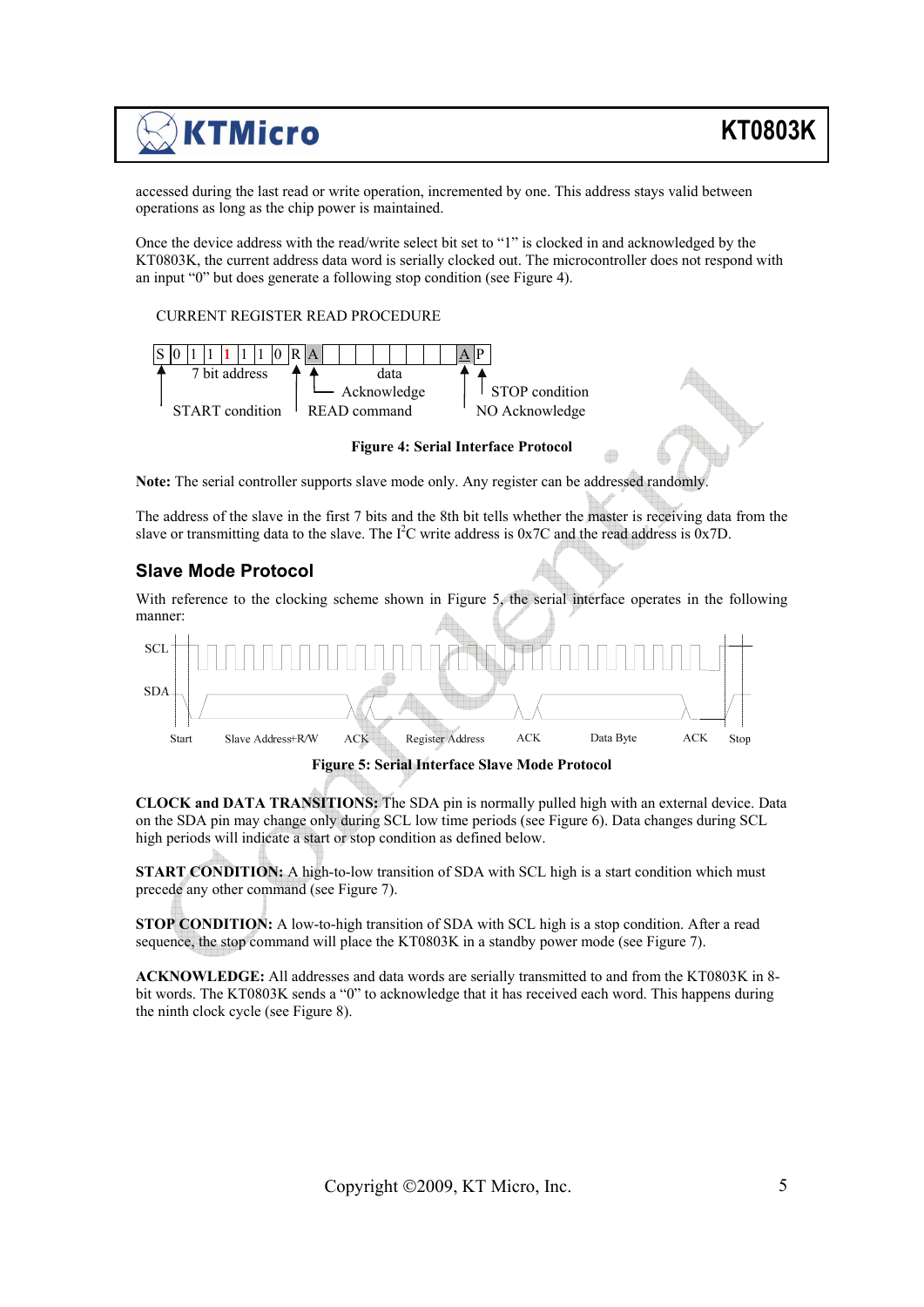accessed during the last read or write operation, incremented by one. This address stays valid between operations as long as the chip power is maintained.

Once the device address with the read/write select bit set to "1" is clocked in and acknowledged by the KT0803K, the current address data word is serially clocked out. The microcontroller does not respond with an input "0" but does generate a following stop condition (see Figure 4).

CURRENT REGISTER READ PROCEDURE

| S | 0 | 1 | 1 | 1 | 1 | 1 | 0 | R | A | | | | | | | | | A | P |
|---|---|---|---|---|---|---|---|---|---|---|---|---|---|---|---|---|---|---|---|

7 bit address — data — START condition — READ command — Acknowledge — NO Acknowledge — STOP condition

**Figure 4: Serial Interface Protocol**

**Note:** The serial controller supports slave mode only. Any register can be addressed randomly.

The address of the slave in the first 7 bits and the 8th bit tells whether the master is receiving data from the slave or transmitting data to the slave. The I$^2$C write address is 0x7C and the read address is 0x7D.

## Slave Mode Protocol

With reference to the clocking scheme shown in Figure 5, the serial interface operates in the following manner:

SCL / SDA: Start — Slave Address+R/W — ACK — Register Address — ACK — Data Byte — ACK — Stop

**Figure 5: Serial Interface Slave Mode Protocol**

**CLOCK and DATA TRANSITIONS:** The SDA pin is normally pulled high with an external device. Data on the SDA pin may change only during SCL low time periods (see Figure 6). Data changes during SCL high periods will indicate a start or stop condition as defined below.

**START CONDITION:** A high-to-low transition of SDA with SCL high is a start condition which must precede any other command (see Figure 7).

**STOP CONDITION:** A low-to-high transition of SDA with SCL high is a stop condition. After a read sequence, the stop command will place the KT0803K in a standby power mode (see Figure 7).

**ACKNOWLEDGE:** All addresses and data words are serially transmitted to and from the KT0803K in 8-bit words. The KT0803K sends a "0" to acknowledge that it has received each word. This happens during the ninth clock cycle (see Figure 8).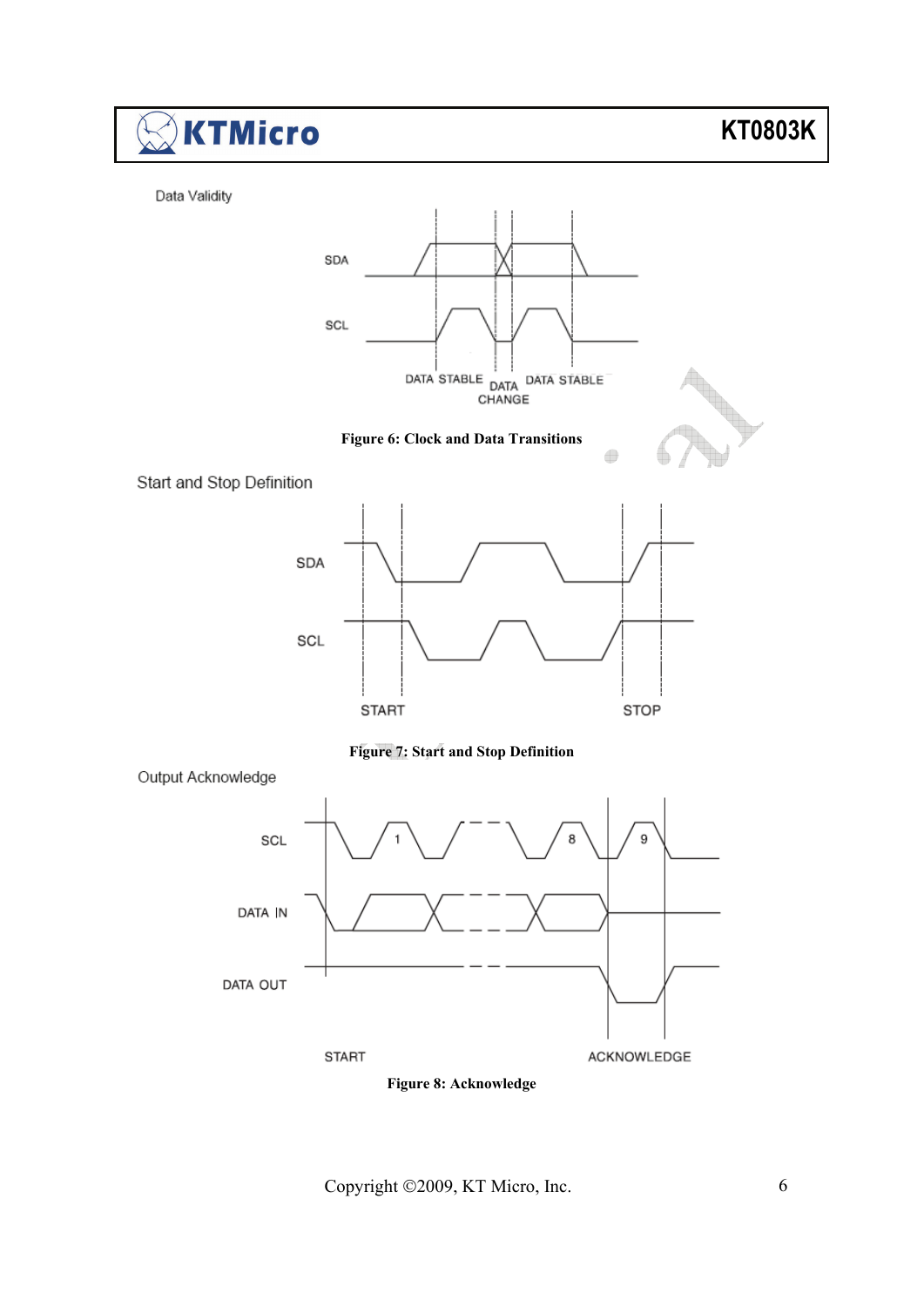Data Validity

Figure 6: Clock and Data Transitions

Start and Stop Definition

Figure 7: Start and Stop Definition

Output Acknowledge

Figure 8: Acknowledge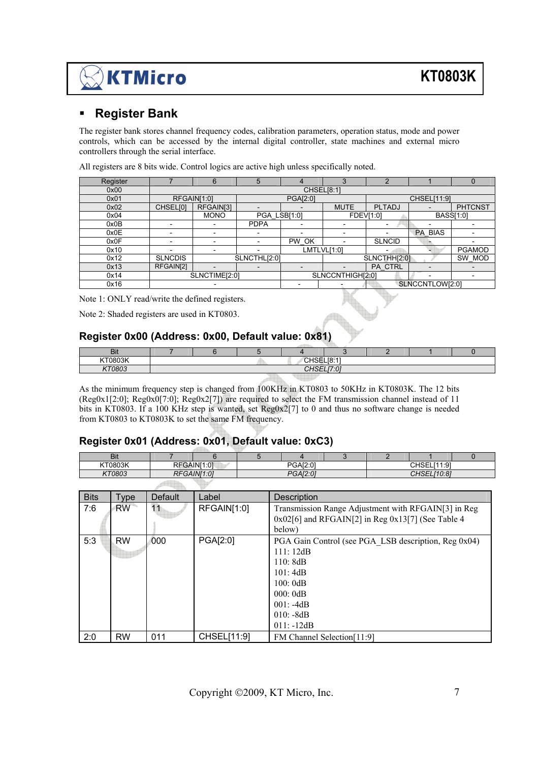## Register Bank

The register bank stores channel frequency codes, calibration parameters, operation status, mode and power controls, which can be accessed by the internal digital controller, state machines and external micro controllers through the serial interface.

All registers are 8 bits wide. Control logics are active high unless specifically noted.

| Register | 7 | 6 | 5 | 4 | 3 | 2 | 1 | 0 |
|---|---|---|---|---|---|---|---|---|
| 0x00 | CHSEL[8:1] | | | | | | | |
| 0x01 | RFGAIN[1:0] | | PGA[2:0] | | | CHSEL[11:9] | | |
| 0x02 | CHSEL[0] | RFGAIN[3] | - | - | MUTE | PLTADJ | - | PHTCNST |
| 0x04 | | MONO | PGA_LSB[1:0] | | FDEV[1:0] | | BASS[1:0] | |
| 0x0B | - | - | PDPA | - | - | - | - | - |
| 0x0E | - | - | - | - | - | - | PA_BIAS | - |
| 0x0F | - | - | - | PW_OK | - | SLNCID | - | - |
| 0x10 | - | - | - | LMTLVL[1:0] | | - | - | PGAMOD |
| 0x12 | SLNCDIS | SLNCTHL[2:0] | | | SLNCTHH[2:0] | | | SW_MOD |
| 0x13 | RFGAIN[2] | - | - | - | - | PA_CTRL | - | - |
| 0x14 | SLNCTIME[2:0] | | | SLNCCNTHIGH[2:0] | | | - | - |
| 0x16 | - | | | - | - | SLNCCNTLOW[2:0] | | |

Note 1: ONLY read/write the defined registers.

Note 2: Shaded registers are used in KT0803.

### Register 0x00 (Address: 0x00, Default value: 0x81)

| Bit | 7 | 6 | 5 | 4 | 3 | 2 | 1 | 0 |
|---|---|---|---|---|---|---|---|---|
| KT0803K | CHSEL[8:1] | | | | | | | |
| *KT0803* | *CHSEL[7:0]* | | | | | | | |

As the minimum frequency step is changed from 100KHz in KT0803 to 50KHz in KT0803K. The 12 bits (Reg0x1[2:0]; Reg0x0[7:0]; Reg0x2[7]) are required to select the FM transmission channel instead of 11 bits in KT0803. If a 100 KHz step is wanted, set Reg0x2[7] to 0 and thus no software change is needed from KT0803 to KT0803K to set the same FM frequency.

### Register 0x01 (Address: 0x01, Default value: 0xC3)

| Bit | 7 | 6 | 5 | 4 | 3 | 2 | 1 | 0 |
|---|---|---|---|---|---|---|---|---|
| KT0803K | RFGAIN[1:0] | | PGA[2:0] | | | CHSEL[11:9] | | |
| *KT0803* | *RFGAIN[1:0]* | | *PGA[2:0]* | | | *CHSEL[10:8]* | | |

| Bits | Type | Default | Label | Description |
|---|---|---|---|---|
| 7:6 | RW | 11 | RFGAIN[1:0] | Transmission Range Adjustment with RFGAIN[3] in Reg 0x02[6] and RFGAIN[2] in Reg 0x13[7] (See Table 4 below) |
| 5:3 | RW | 000 | PGA[2:0] | PGA Gain Control (see PGA_LSB description, Reg 0x04)<br>111: 12dB<br>110: 8dB<br>101: 4dB<br>100: 0dB<br>000: 0dB<br>001: -4dB<br>010: -8dB<br>011: -12dB |
| 2:0 | RW | 011 | CHSEL[11:9] | FM Channel Selection[11:9] |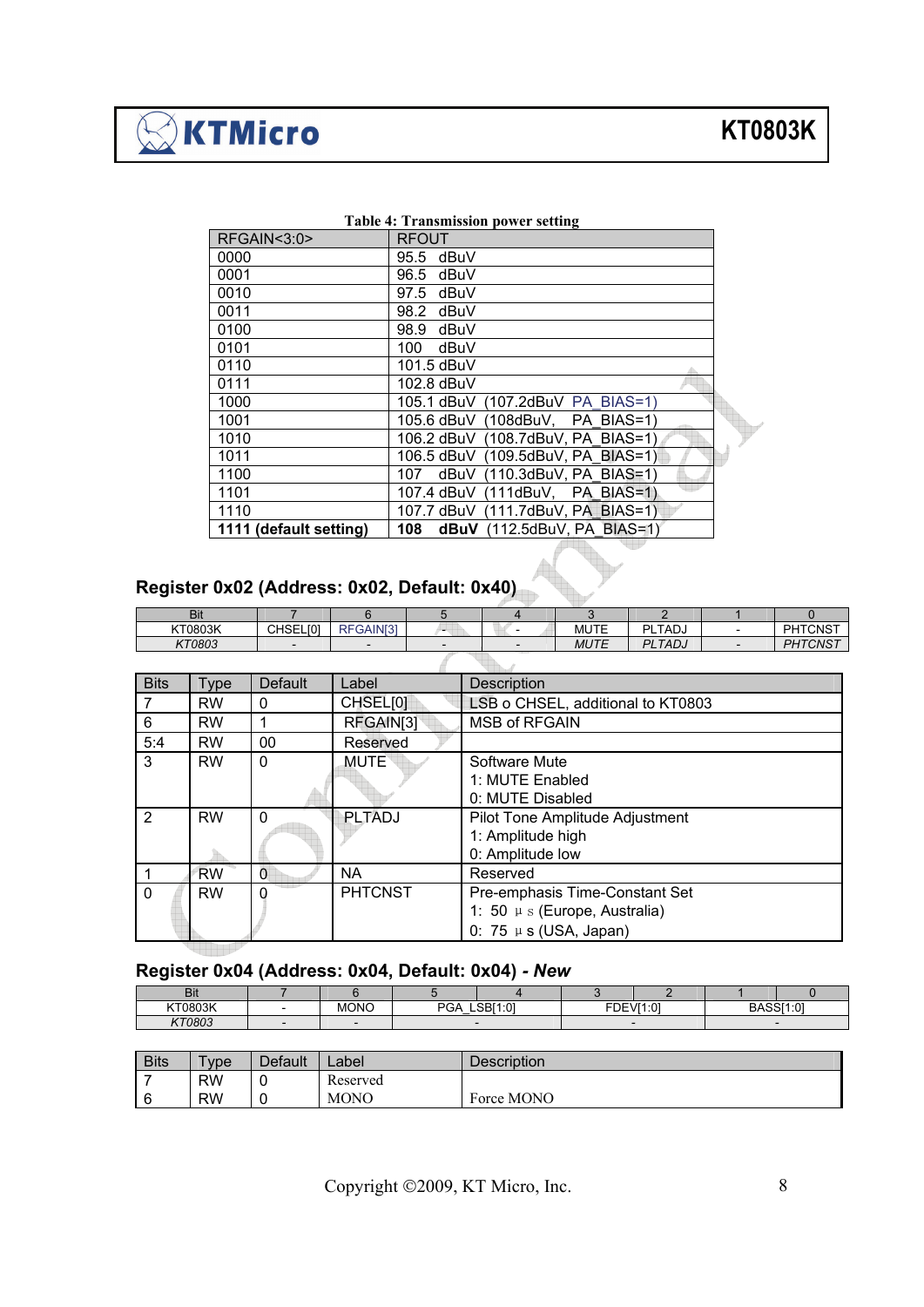Table 4: Transmission power setting

| RFGAIN<3:0> | RFOUT |
|---|---|
| 0000 | 95.5 dBuV |
| 0001 | 96.5 dBuV |
| 0010 | 97.5 dBuV |
| 0011 | 98.2 dBuV |
| 0100 | 98.9 dBuV |
| 0101 | 100 dBuV |
| 0110 | 101.5 dBuV |
| 0111 | 102.8 dBuV |
| 1000 | 105.1 dBuV (107.2dBuV PA_BIAS=1) |
| 1001 | 105.6 dBuV (108dBuV, PA_BIAS=1) |
| 1010 | 106.2 dBuV (108.7dBuV, PA_BIAS=1) |
| 1011 | 106.5 dBuV (109.5dBuV, PA_BIAS=1) |
| 1100 | 107 dBuV (110.3dBuV, PA_BIAS=1) |
| 1101 | 107.4 dBuV (111dBuV, PA_BIAS=1) |
| 1110 | 107.7 dBuV (111.7dBuV, PA_BIAS=1) |
| **1111 (default setting)** | **108 dBuV** (112.5dBuV, PA_BIAS=1) |

## Register 0x02 (Address: 0x02, Default: 0x40)

| Bit | 7 | 6 | 5 | 4 | 3 | 2 | 1 | 0 |
|---|---|---|---|---|---|---|---|---|
| KT0803K | CHSEL[0] | RFGAIN[3] | - | - | MUTE | PLTADJ | - | PHTCNST |
| *KT0803* | - | - | - | - | *MUTE* | *PLTADJ* | - | *PHTCNST* |

| Bits | Type | Default | Label | Description |
|---|---|---|---|---|
| 7 | RW | 0 | CHSEL[0] | LSB o CHSEL, additional to KT0803 |
| 6 | RW | 1 | RFGAIN[3] | MSB of RFGAIN |
| 5:4 | RW | 00 | Reserved | |
| 3 | RW | 0 | MUTE | Software Mute<br>1: MUTE Enabled<br>0: MUTE Disabled |
| 2 | RW | 0 | PLTADJ | Pilot Tone Amplitude Adjustment<br>1: Amplitude high<br>0: Amplitude low |
| 1 | RW | 0 | NA | Reserved |
| 0 | RW | 0 | PHTCNST | Pre-emphasis Time-Constant Set<br>1: 50 μs (Europe, Australia)<br>0: 75 μs (USA, Japan) |

## Register 0x04 (Address: 0x04, Default: 0x04) - *New*

| Bit | 7 | 6 | 5 | 4 | 3 | 2 | 1 | 0 |
|---|---|---|---|---|---|---|---|---|
| KT0803K | - | MONO | PGA_LSB[1:0] | | FDEV[1:0] | | BASS[1:0] | |
| *KT0803* | - | - | - | | - | | - | |

| Bits | Type | Default | Label | Description |
|---|---|---|---|---|
| 7 | RW | 0 | Reserved | |
| 6 | RW | 0 | MONO | Force MONO |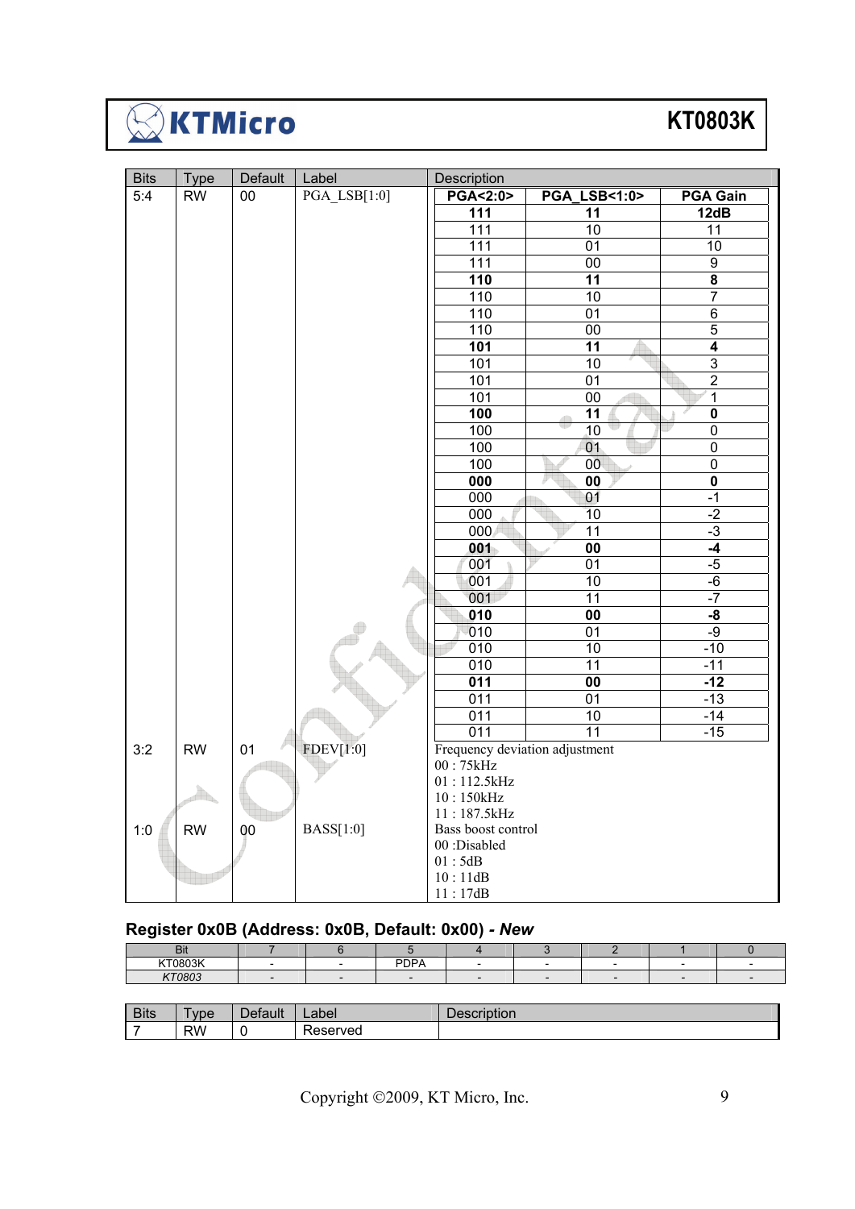| Bits | Type | Default | Label | Description | | |
|---|---|---|---|---|---|---|
| 5:4 | RW | 00 | PGA_LSB[1:0] | **PGA<2:0>** | **PGA_LSB<1:0>** | **PGA Gain** |
| | | | | **111** | **11** | **12dB** |
| | | | | 111 | 10 | 11 |
| | | | | 111 | 01 | 10 |
| | | | | 111 | 00 | 9 |
| | | | | **110** | **11** | **8** |
| | | | | 110 | 10 | 7 |
| | | | | 110 | 01 | 6 |
| | | | | 110 | 00 | 5 |
| | | | | **101** | **11** | **4** |
| | | | | 101 | 10 | 3 |
| | | | | 101 | 01 | 2 |
| | | | | 101 | 00 | 1 |
| | | | | **100** | **11** | **0** |
| | | | | 100 | 10 | 0 |
| | | | | 100 | 01 | 0 |
| | | | | 100 | 00 | 0 |
| | | | | **000** | **00** | **0** |
| | | | | 000 | 01 | -1 |
| | | | | 000 | 10 | -2 |
| | | | | 000 | 11 | -3 |
| | | | | **001** | **00** | **-4** |
| | | | | 001 | 01 | -5 |
| | | | | 001 | 10 | -6 |
| | | | | 001 | 11 | -7 |
| | | | | **010** | **00** | **-8** |
| | | | | 010 | 01 | -9 |
| | | | | 010 | 10 | -10 |
| | | | | 010 | 11 | -11 |
| | | | | **011** | **00** | **-12** |
| | | | | 011 | 01 | -13 |
| | | | | 011 | 10 | -14 |
| | | | | 011 | 11 | -15 |
| 3:2 | RW | 01 | FDEV[1:0] | Frequency deviation adjustment<br>00 : 75kHz<br>01 : 112.5kHz<br>10 : 150kHz<br>11 : 187.5kHz | | |
| 1:0 | RW | 00 | BASS[1:0] | Bass boost control<br>00 :Disabled<br>01 : 5dB<br>10 : 11dB<br>11 : 17dB | | |

## Register 0x0B (Address: 0x0B, Default: 0x00) - *New*

| Bit | 7 | 6 | 5 | 4 | 3 | 2 | 1 | 0 |
|---|---|---|---|---|---|---|---|---|
| KT0803K | - | - | PDPA | - | - | - | - | - |
| *KT0803* | - | - | - | - | - | - | - | - |

| Bits | Type | Default | Label | Description |
|---|---|---|---|---|
| 7 | RW | 0 | Reserved | |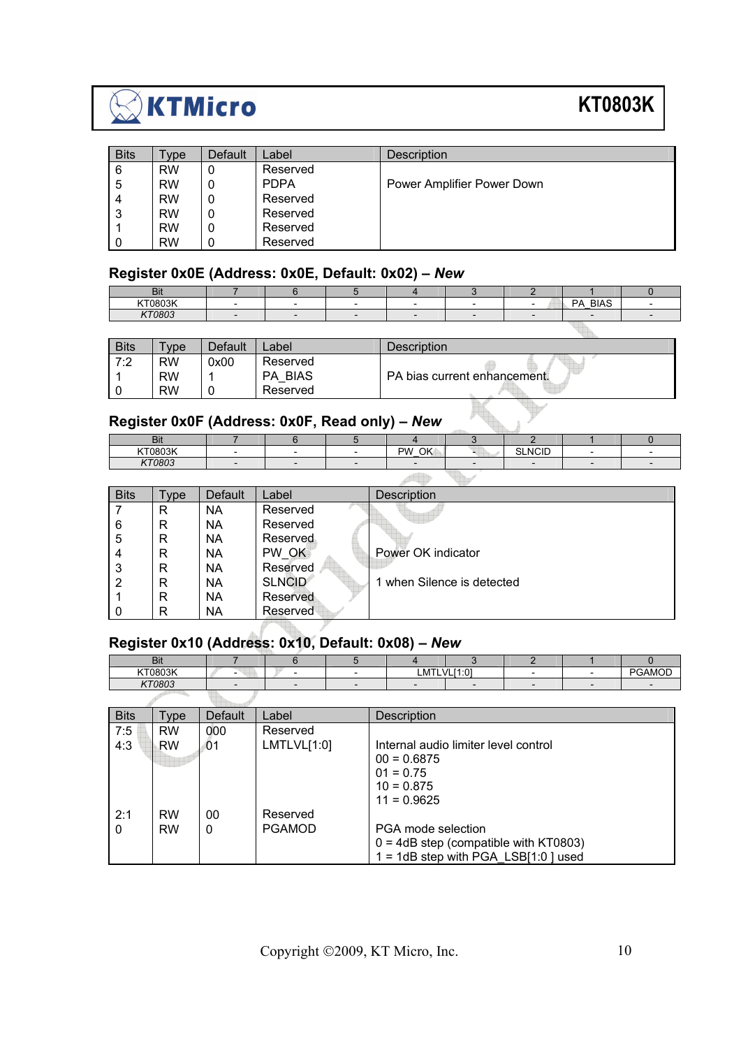| Bits | Type | Default | Label | Description |
|---|---|---|---|---|
| 6 | RW | 0 | Reserved | |
| 5 | RW | 0 | PDPA | Power Amplifier Power Down |
| 4 | RW | 0 | Reserved | |
| 3 | RW | 0 | Reserved | |
| 1 | RW | 0 | Reserved | |
| 0 | RW | 0 | Reserved | |

### Register 0x0E (Address: 0x0E, Default: 0x02) – *New*

| Bit | 7 | 6 | 5 | 4 | 3 | 2 | 1 | 0 |
|---|---|---|---|---|---|---|---|---|
| KT0803K | - | - | - | - | - | - | PA_BIAS | - |
| *KT0803* | - | - | - | - | - | - | - | - |

| Bits | Type | Default | Label | Description |
|---|---|---|---|---|
| 7:2 | RW | 0x00 | Reserved | |
| 1 | RW | 1 | PA_BIAS | PA bias current enhancement. |
| 0 | RW | 0 | Reserved | |

### Register 0x0F (Address: 0x0F, Read only) – *New*

| Bit | 7 | 6 | 5 | 4 | 3 | 2 | 1 | 0 |
|---|---|---|---|---|---|---|---|---|
| KT0803K | - | - | - | PW_OK | - | SLNCID | - | - |
| *KT0803* | - | - | - | - | - | - | - | - |

| Bits | Type | Default | Label | Description |
|---|---|---|---|---|
| 7 | R | NA | Reserved | |
| 6 | R | NA | Reserved | |
| 5 | R | NA | Reserved | |
| 4 | R | NA | PW_OK | Power OK indicator |
| 3 | R | NA | Reserved | |
| 2 | R | NA | SLNCID | 1 when Silence is detected |
| 1 | R | NA | Reserved | |
| 0 | R | NA | Reserved | |

### Register 0x10 (Address: 0x10, Default: 0x08) – *New*

| Bit | 7 | 6 | 5 | 4 | 3 | 2 | 1 | 0 |
|---|---|---|---|---|---|---|---|---|
| KT0803K | - | - | - | LMTLVL[1:0] | | - | - | PGAMOD |
| *KT0803* | - | - | - | - | - | - | - | - |

| Bits | Type | Default | Label | Description |
|---|---|---|---|---|
| 7:5 | RW | 000 | Reserved | |
| 4:3 | RW | 01 | LMTLVL[1:0] | Internal audio limiter level control<br>00 = 0.6875<br>01 = 0.75<br>10 = 0.875<br>11 = 0.9625 |
| 2:1 | RW | 00 | Reserved | |
| 0 | RW | 0 | PGAMOD | PGA mode selection<br>0 = 4dB step (compatible with KT0803)<br>1 = 1dB step with PGA_LSB[1:0 ] used |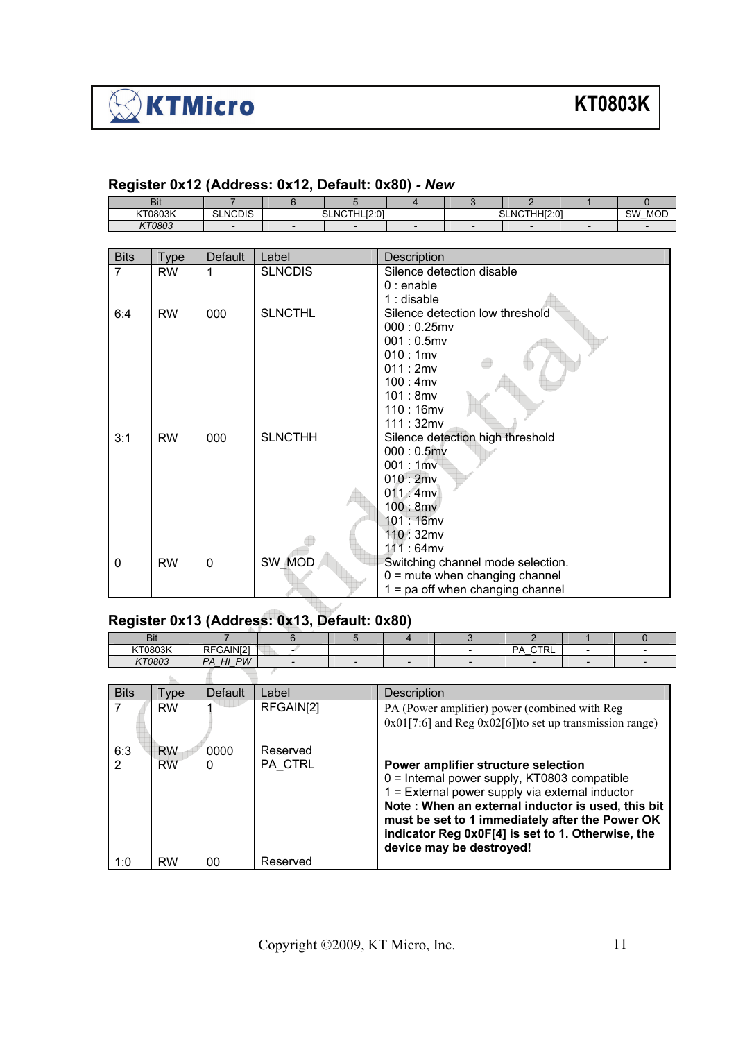## Register 0x12 (Address: 0x12, Default: 0x80) - *New*

| Bit | 7 | 6 | 5 | 4 | 3 | 2 | 1 | 0 |
|---|---|---|---|---|---|---|---|---|
| KT0803K | SLNCDIS | SLNCTHL[2:0] | | | SLNCTHH[2:0] | | | SW_MOD |
| *KT0803* | - | - | - | - | - | - | - | - |

| Bits | Type | Default | Label | Description |
|---|---|---|---|---|
| 7 | RW | 1 | SLNCDIS | Silence detection disable<br>0 : enable<br>1 : disable |
| 6:4 | RW | 000 | SLNCTHL | Silence detection low threshold<br>000 : 0.25mv<br>001 : 0.5mv<br>010 : 1mv<br>011 : 2mv<br>100 : 4mv<br>101 : 8mv<br>110 : 16mv<br>111 : 32mv |
| 3:1 | RW | 000 | SLNCTHH | Silence detection high threshold<br>000 : 0.5mv<br>001 : 1mv<br>010 : 2mv<br>011 : 4mv<br>100 : 8mv<br>101 : 16mv<br>110 : 32mv<br>111 : 64mv |
| 0 | RW | 0 | SW_MOD | Switching channel mode selection.<br>0 = mute when changing channel<br>1 = pa off when changing channel |

## Register 0x13 (Address: 0x13, Default: 0x80)

| Bit | 7 | 6 | 5 | 4 | 3 | 2 | 1 | 0 |
|---|---|---|---|---|---|---|---|---|
| KT0803K | RFGAIN[2] | - | | | - | PA_CTRL | - | - |
| *KT0803* | *PA_HI_PW* | - | - | - | - | - | - | - |

| Bits | Type | Default | Label | Description |
|---|---|---|---|---|
| 7 | RW | 1 | RFGAIN[2] | PA (Power amplifier) power (combined with Reg 0x01[7:6] and Reg 0x02[6])to set up transmission range) |
| 6:3 | RW | 0000 | Reserved | |
| 2 | RW | 0 | PA_CTRL | **Power amplifier structure selection**<br>0 = Internal power supply, KT0803 compatible<br>1 = External power supply via external inductor<br>**Note : When an external inductor is used, this bit must be set to 1 immediately after the Power OK indicator Reg 0x0F[4] is set to 1. Otherwise, the device may be destroyed!** |
| 1:0 | RW | 00 | Reserved | |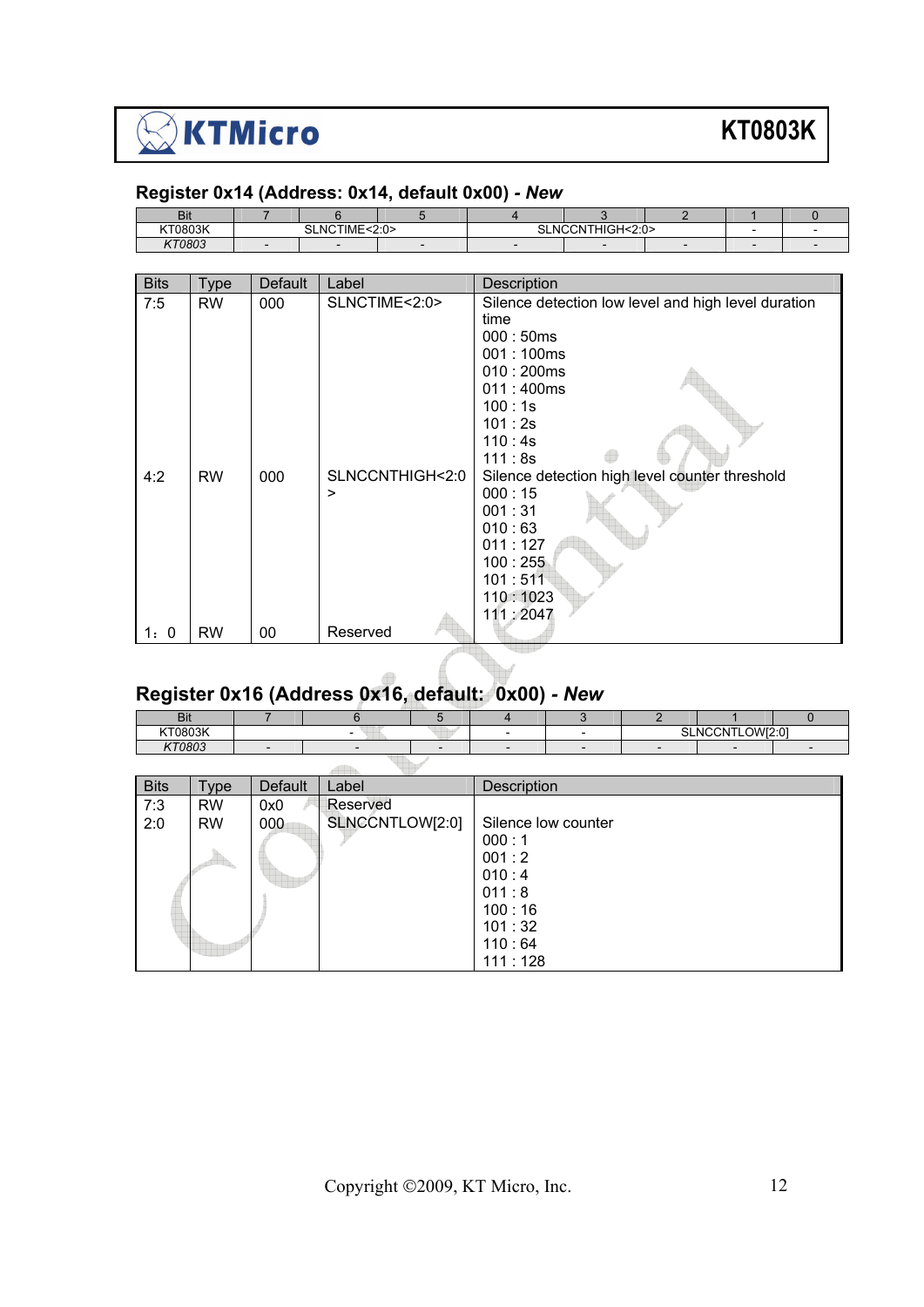## Register 0x14 (Address: 0x14, default 0x00) *- New*

| Bit | 7 | 6 | 5 | 4 | 3 | 2 | 1 | 0 |
|---|---|---|---|---|---|---|---|---|
| KT0803K | SLNCTIME<2:0> | | | SLNCCNTHIGH<2:0> | | | - | - |
| *KT0803* | - | - | - | - | - | - | - | - |

| Bits | Type | Default | Label | Description |
|---|---|---|---|---|
| 7:5 | RW | 000 | SLNCTIME<2:0> | Silence detection low level and high level duration time<br>000 : 50ms<br>001 : 100ms<br>010 : 200ms<br>011 : 400ms<br>100 : 1s<br>101 : 2s<br>110 : 4s<br>111 : 8s |
| 4:2 | RW | 000 | SLNCCNTHIGH<2:0> | Silence detection high level counter threshold<br>000 : 15<br>001 : 31<br>010 : 63<br>011 : 127<br>100 : 255<br>101 : 511<br>110 : 1023<br>111 : 2047 |
| 1：0 | RW | 00 | Reserved | |

## Register 0x16 (Address 0x16, default: 0x00) *- New*

| Bit | 7 | 6 | 5 | 4 | 3 | 2 | 1 | 0 |
|---|---|---|---|---|---|---|---|---|
| KT0803K | - | - | - | - | - | SLNCCNTLOW[2:0] | | |
| *KT0803* | - | - | - | - | - | - | - | - |

| Bits | Type | Default | Label | Description |
|---|---|---|---|---|
| 7:3 | RW | 0x0 | Reserved | |
| 2:0 | RW | 000 | SLNCCNTLOW[2:0] | Silence low counter<br>000 : 1<br>001 : 2<br>010 : 4<br>011 : 8<br>100 : 16<br>101 : 32<br>110 : 64<br>111 : 128 |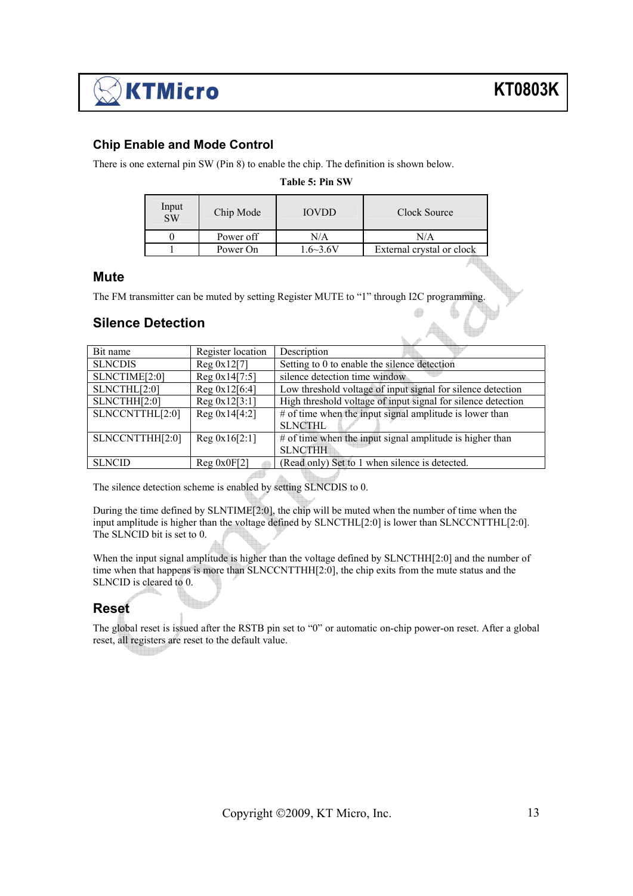## Chip Enable and Mode Control

There is one external pin SW (Pin 8) to enable the chip. The definition is shown below.

**Table 5: Pin SW**

| Input SW | Chip Mode | IOVDD | Clock Source |
|---|---|---|---|
| 0 | Power off | N/A | N/A |
| 1 | Power On | 1.6~3.6V | External crystal or clock |

## Mute

The FM transmitter can be muted by setting Register MUTE to "1" through I2C programming.

## Silence Detection

| Bit name | Register location | Description |
|---|---|---|
| SLNCDIS | Reg 0x12[7] | Setting to 0 to enable the silence detection |
| SLNCTIME[2:0] | Reg 0x14[7:5] | silence detection time window |
| SLNCTHL[2:0] | Reg 0x12[6:4] | Low threshold voltage of input signal for silence detection |
| SLNCTHH[2:0] | Reg 0x12[3:1] | High threshold voltage of input signal for silence detection |
| SLNCCNTTHL[2:0] | Reg 0x14[4:2] | # of time when the input signal amplitude is lower than SLNCTHL |
| SLNCCNTTHH[2:0] | Reg 0x16[2:1] | # of time when the input signal amplitude is higher than SLNCTHH |
| SLNCID | Reg 0x0F[2] | (Read only) Set to 1 when silence is detected. |

The silence detection scheme is enabled by setting SLNCDIS to 0.

During the time defined by SLNTIME[2:0], the chip will be muted when the number of time when the input amplitude is higher than the voltage defined by SLNCTHL[2:0] is lower than SLNCCNTTHL[2:0]. The SLNCID bit is set to 0.

When the input signal amplitude is higher than the voltage defined by SLNCTHH[2:0] and the number of time when that happens is more than SLNCCNTTHH[2:0], the chip exits from the mute status and the SLNCID is cleared to 0.

## Reset

The global reset is issued after the RSTB pin set to "0" or automatic on-chip power-on reset. After a global reset, all registers are reset to the default value.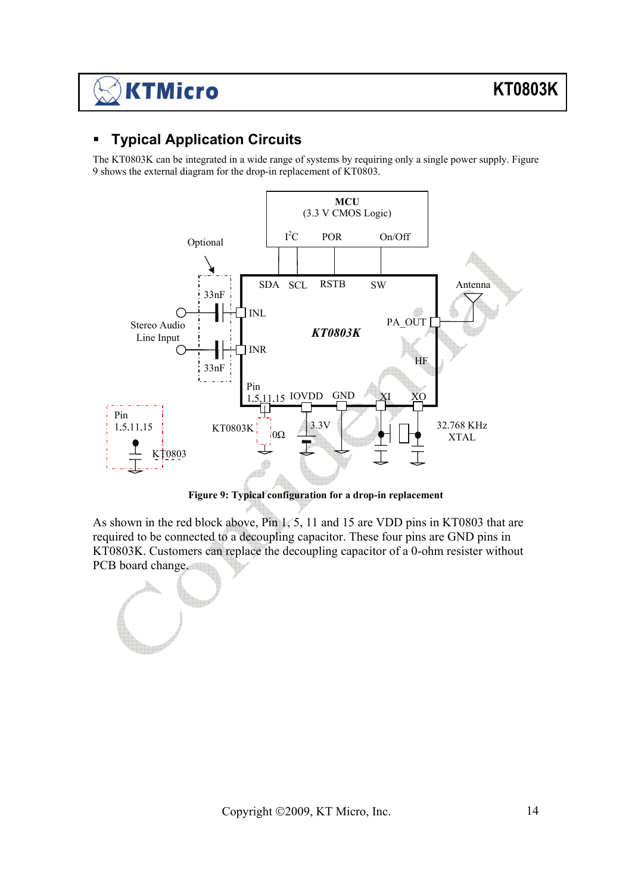## ▪ Typical Application Circuits

The KT0803K can be integrated in a wide range of systems by requiring only a single power supply. Figure 9 shows the external diagram for the drop-in replacement of KT0803.

**Figure 9: Typical configuration for a drop-in replacement**

As shown in the red block above, Pin 1, 5, 11 and 15 are VDD pins in KT0803 that are required to be connected to a decoupling capacitor. These four pins are GND pins in KT0803K. Customers can replace the decoupling capacitor of a 0-ohm resister without PCB board change.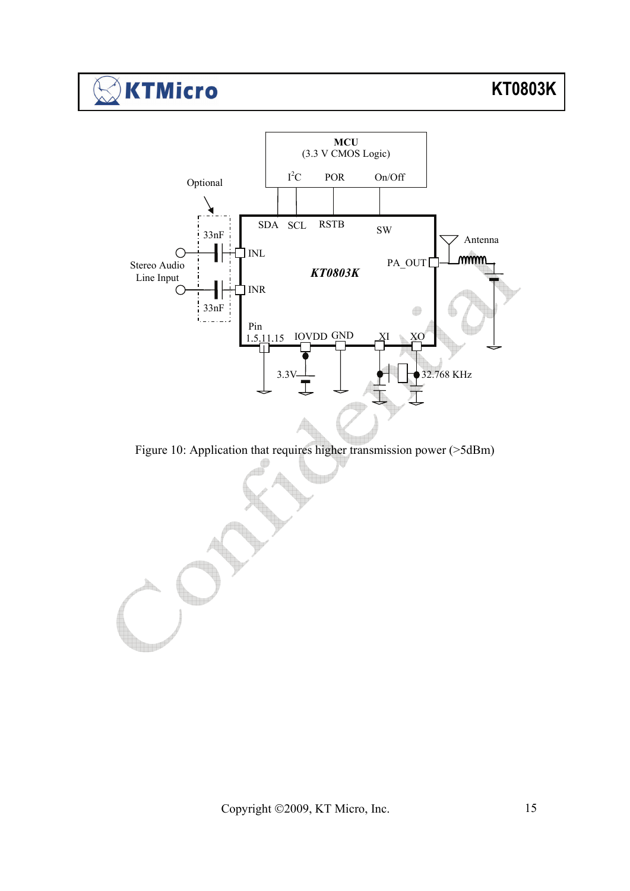Figure 10: Application that requires higher transmission power (>5dBm)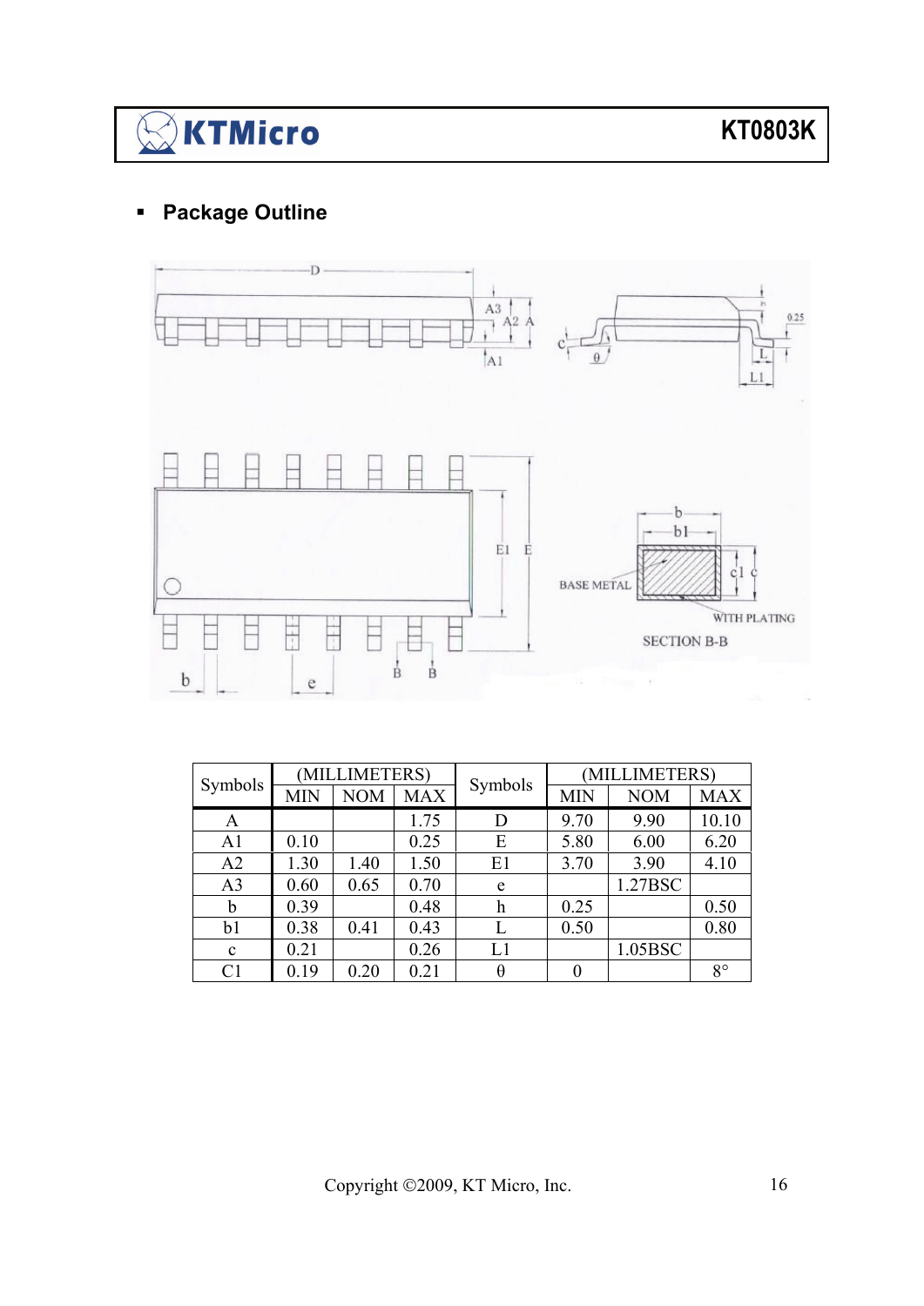- **Package Outline**

| Symbols | (MILLIMETERS) | | | Symbols | (MILLIMETERS) | | |
|---|---|---|---|---|---|---|---|
| | MIN | NOM | MAX | | MIN | NOM | MAX |
| A | | | 1.75 | D | 9.70 | 9.90 | 10.10 |
| A1 | 0.10 | | 0.25 | E | 5.80 | 6.00 | 6.20 |
| A2 | 1.30 | 1.40 | 1.50 | E1 | 3.70 | 3.90 | 4.10 |
| A3 | 0.60 | 0.65 | 0.70 | e | | 1.27BSC | |
| b | 0.39 | | 0.48 | h | 0.25 | | 0.50 |
| b1 | 0.38 | 0.41 | 0.43 | L | 0.50 | | 0.80 |
| c | 0.21 | | 0.26 | L1 | | 1.05BSC | |
| C1 | 0.19 | 0.20 | 0.21 | θ | 0 | | 8° |

Copyright ©2009, KT Micro, Inc.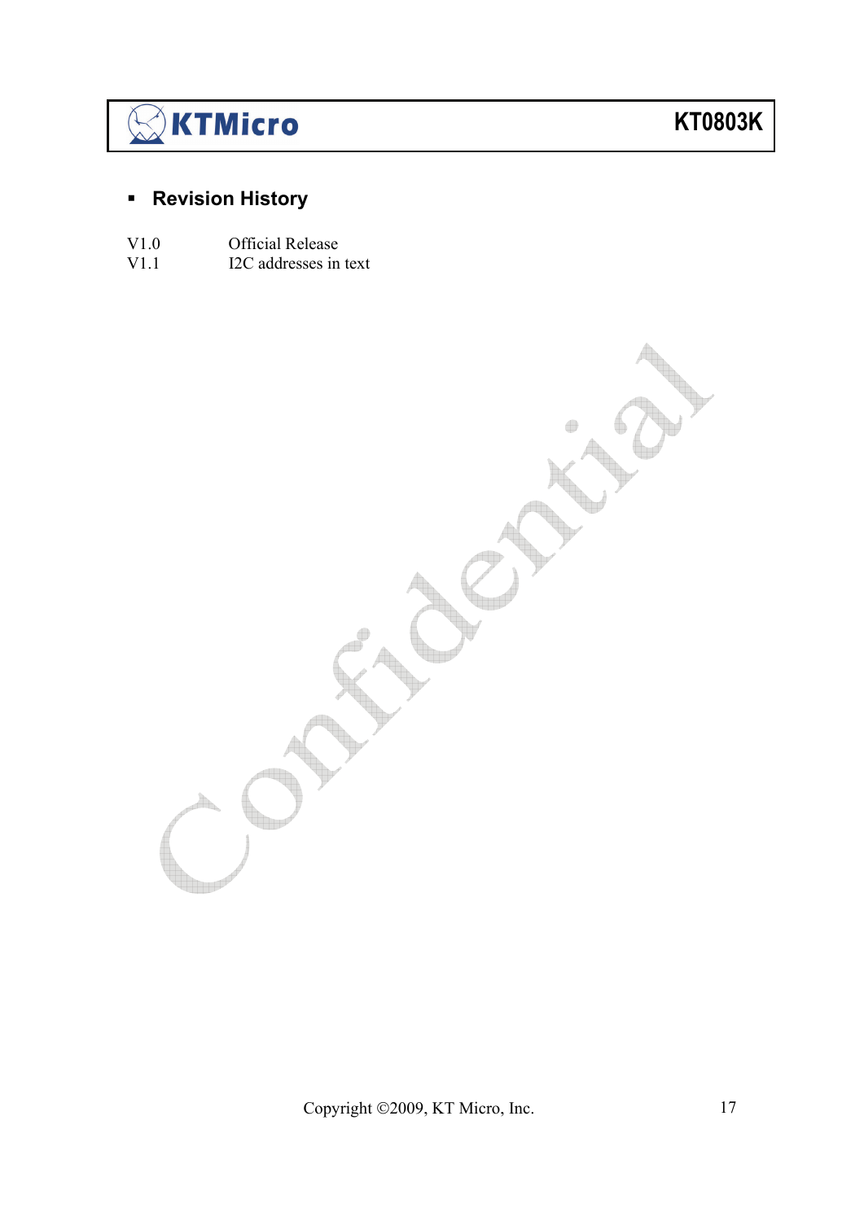## Revision History

| | |
|---|---|
| V1.0 | Official Release |
| V1.1 | I2C addresses in text |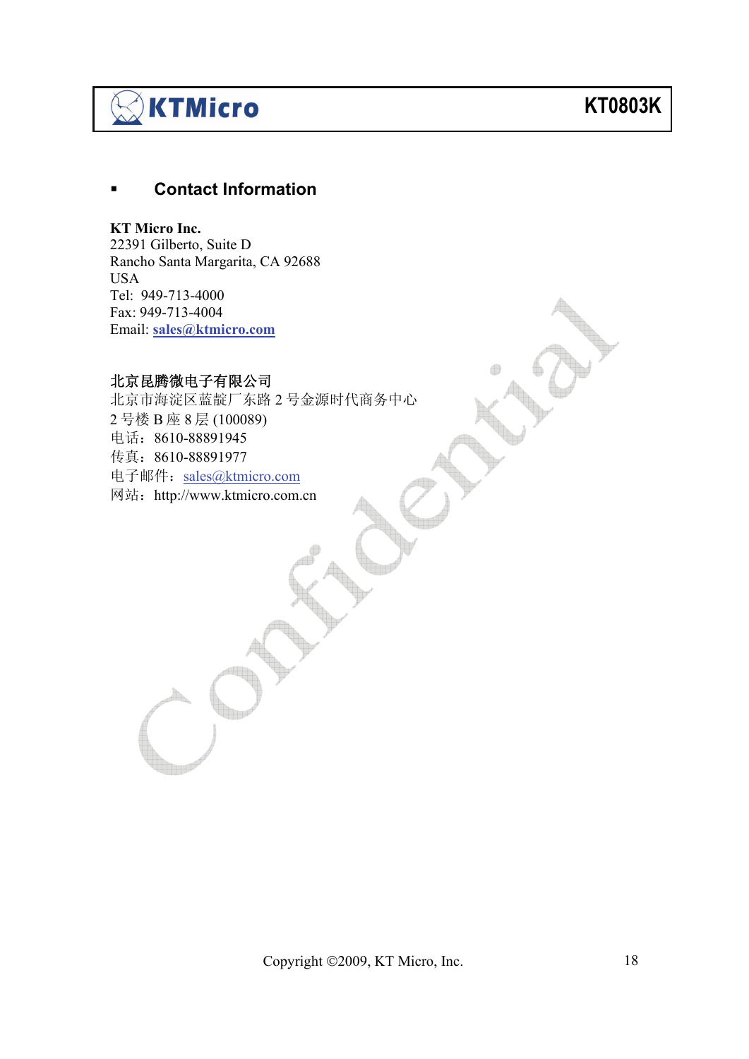## Contact Information

**KT Micro Inc.**
22391 Gilberto, Suite D
Rancho Santa Margarita, CA 92688
USA
Tel:  949-713-4000
Fax: 949-713-4004
Email: **sales@ktmicro.com**

**北京昆腾微电子有限公司**
北京市海淀区蓝靛厂东路 2 号金源时代商务中心
2 号楼 B 座 8 层 (100089)
电话：8610-88891945
传真：8610-88891977
电子邮件：sales@ktmicro.com
网站：http://www.ktmicro.com.cn

Copyright ©2009, KT Micro, Inc.